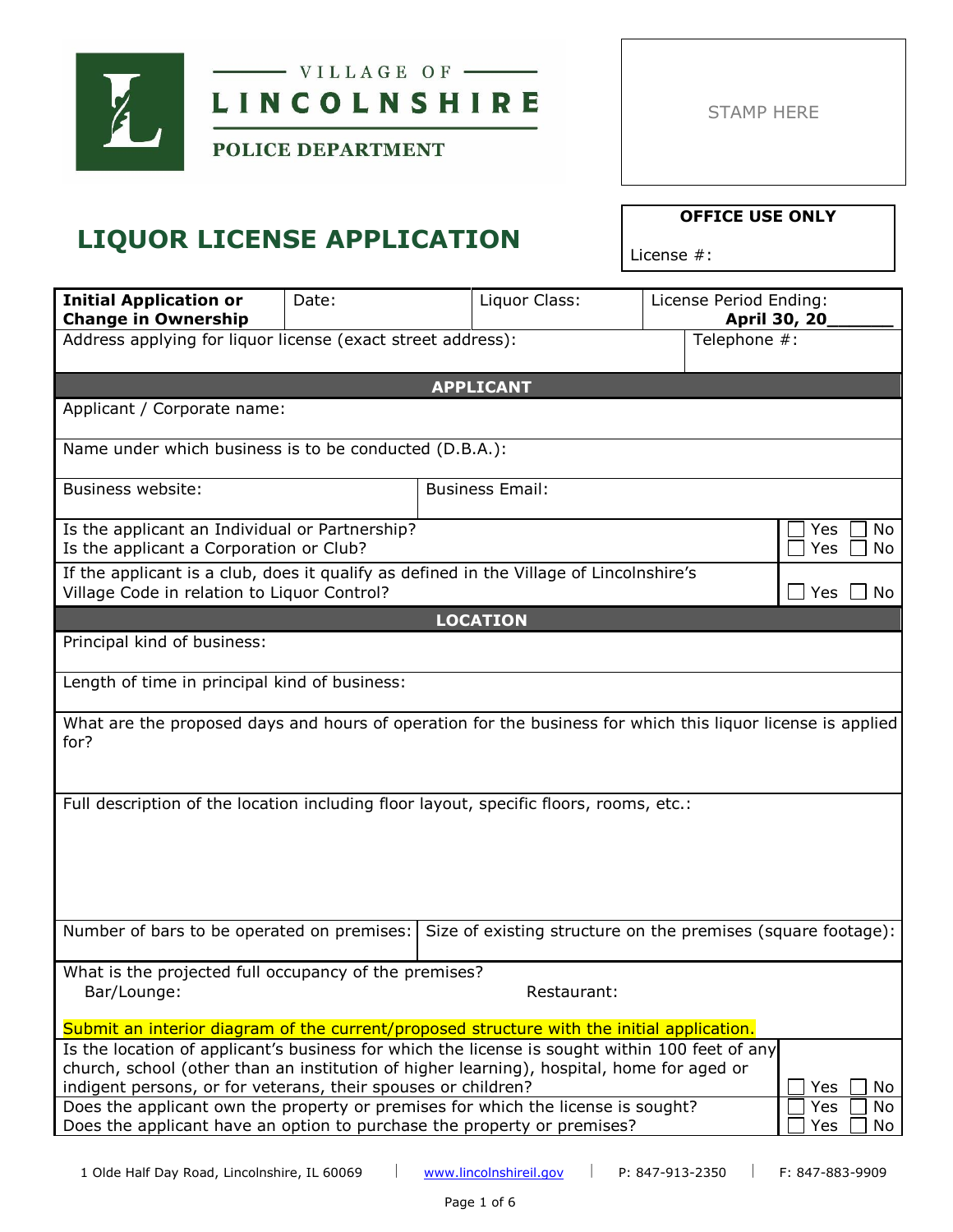VILLAGE OF

**LINCOLNSHIRE**

**POLICE DEPARTMENT**

STAMP HERE

**OFFICE USE ONLY**

License #:

# LIQUOR LICENSE APPLICATION

| **Initial Application or Change in Ownership** | Date: | Liquor Class: | License Period Ending: **April 30, 20\_\_\_\_\_\_** |
|---|---|---|---|
| Address applying for liquor license (exact street address): | | | Telephone #: |

## APPLICANT

| | |
|---|---|
| Applicant / Corporate name: | |
| Name under which business is to be conducted (D.B.A.): | |
| Business website: | Business Email: |
| Is the applicant an Individual or Partnership? | ☐ Yes ☐ No |
| Is the applicant a Corporation or Club? | ☐ Yes ☐ No |
| If the applicant is a club, does it qualify as defined in the Village of Lincolnshire's Village Code in relation to Liquor Control? | ☐ Yes ☐ No |

## LOCATION

| | |
|---|---|
| Principal kind of business: | |
| Length of time in principal kind of business: | |
| What are the proposed days and hours of operation for the business for which this liquor license is applied for? | |
| Full description of the location including floor layout, specific floors, rooms, etc.: | |
| Number of bars to be operated on premises: | Size of existing structure on the premises (square footage): |
| What is the projected full occupancy of the premises? Bar/Lounge: | Restaurant: |

Submit an interior diagram of the current/proposed structure with the initial application.

| | |
|---|---|
| Is the location of applicant's business for which the license is sought within 100 feet of any church, school (other than an institution of higher learning), hospital, home for aged or indigent persons, or for veterans, their spouses or children? | ☐ Yes ☐ No |
| Does the applicant own the property or premises for which the license is sought? | ☐ Yes ☐ No |
| Does the applicant have an option to purchase the property or premises? | ☐ Yes ☐ No |

1 Olde Half Day Road, Lincolnshire, IL 60069 | www.lincolnshireil.gov | P: 847-913-2350 | F: 847-883-9909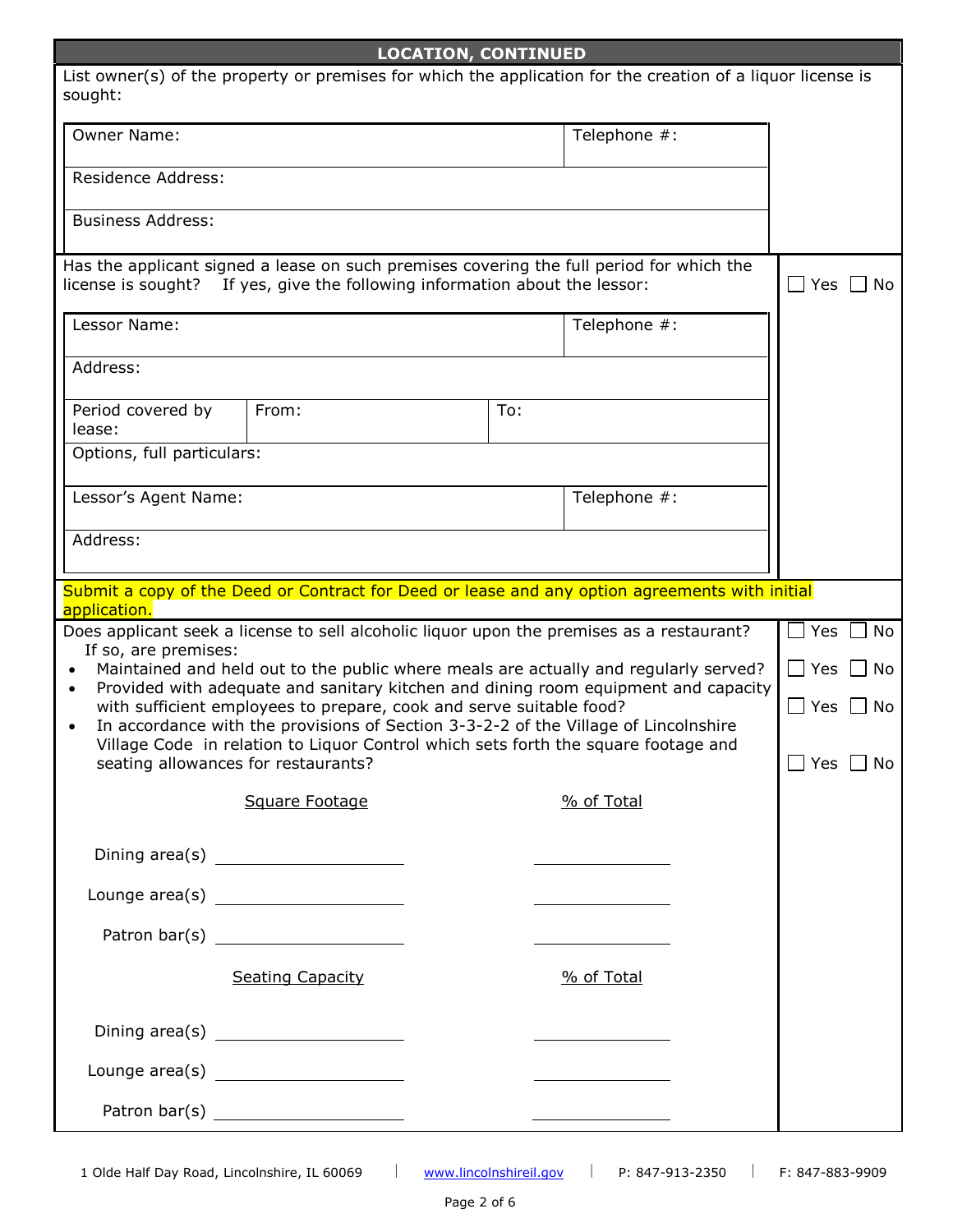## LOCATION, CONTINUED

List owner(s) of the property or premises for which the application for the creation of a liquor license is sought:

| Owner Name: | Telephone #: |
|---|---|
| Residence Address: | |
| Business Address: | |

Has the applicant signed a lease on such premises covering the full period for which the license is sought? If yes, give the following information about the lessor: ☐ Yes ☐ No

| Lessor Name: | | Telephone #: |
|---|---|---|
| Address: | | |
| Period covered by lease: | From: | To: |
| Options, full particulars: | | |
| Lessor's Agent Name: | | Telephone #: |
| Address: | | |

Submit a copy of the Deed or Contract for Deed or lease and any option agreements with initial application.

Does applicant seek a license to sell alcoholic liquor upon the premises as a restaurant? ☐ Yes ☐ No

If so, are premises:

- Maintained and held out to the public where meals are actually and regularly served? ☐ Yes ☐ No
- Provided with adequate and sanitary kitchen and dining room equipment and capacity with sufficient employees to prepare, cook and serve suitable food? ☐ Yes ☐ No
- In accordance with the provisions of Section 3-3-2-2 of the Village of Lincolnshire Village Code in relation to Liquor Control which sets forth the square footage and seating allowances for restaurants? ☐ Yes ☐ No

| | Square Footage | % of Total |
|---|---|---|
| Dining area(s) | ____________ | ____________ |
| Lounge area(s) | ____________ | ____________ |
| Patron bar(s) | ____________ | ____________ |

| | Seating Capacity | % of Total |
|---|---|---|
| Dining area(s) | ____________ | ____________ |
| Lounge area(s) | ____________ | ____________ |
| Patron bar(s) | ____________ | ____________ |

1 Olde Half Day Road, Lincolnshire, IL 60069 | www.lincolnshireil.gov | P: 847-913-2350 | F: 847-883-9909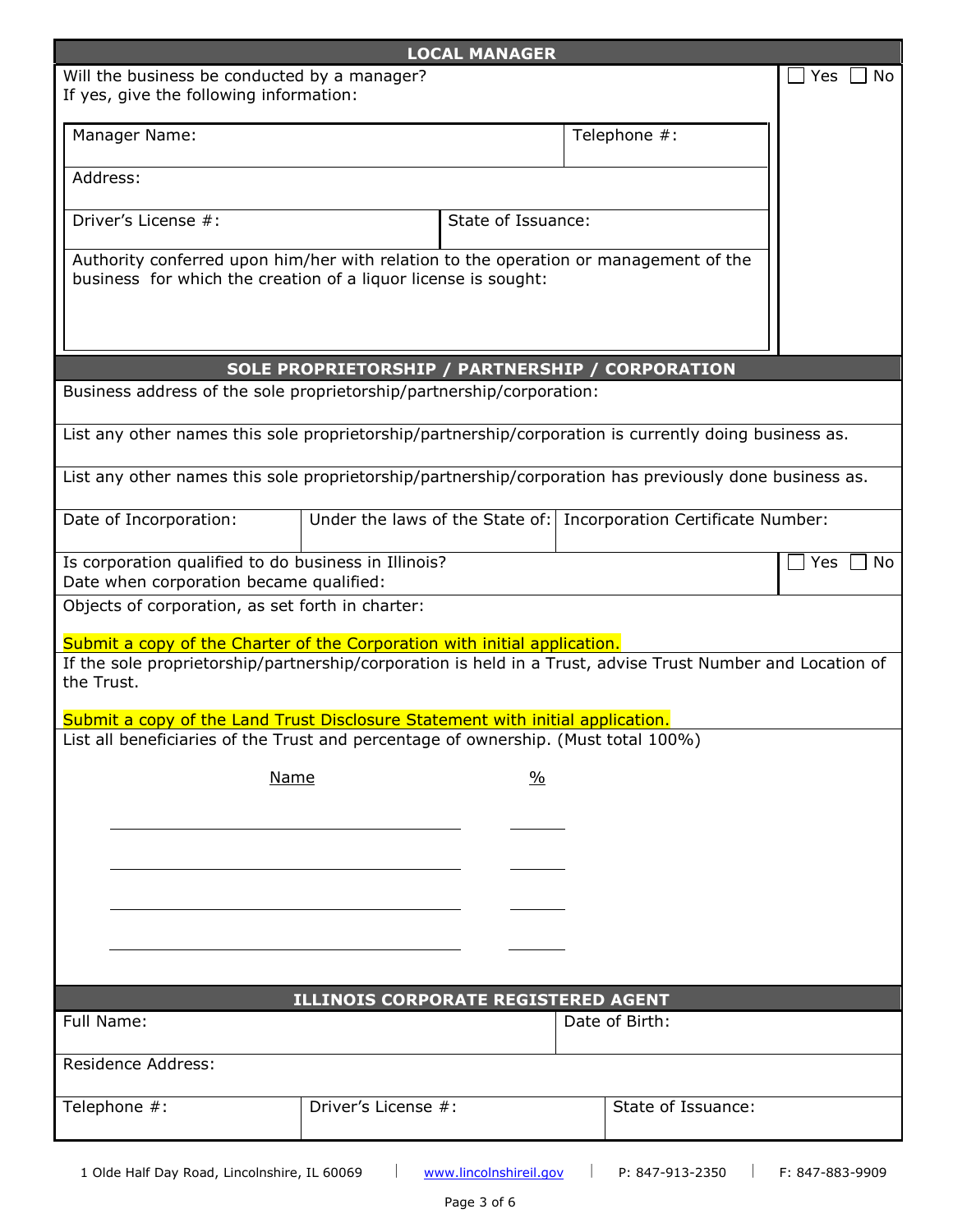## LOCAL MANAGER

Will the business be conducted by a manager? ☐ Yes ☐ No

If yes, give the following information:

| Manager Name: | Telephone #: |
|---|---|
| Address: | |
| Driver's License #: | State of Issuance: |
| Authority conferred upon him/her with relation to the operation or management of the business for which the creation of a liquor license is sought: | |

## SOLE PROPRIETORSHIP / PARTNERSHIP / CORPORATION

Business address of the sole proprietorship/partnership/corporation:

List any other names this sole proprietorship/partnership/corporation is currently doing business as.

List any other names this sole proprietorship/partnership/corporation has previously done business as.

| Date of Incorporation: | Under the laws of the State of: | Incorporation Certificate Number: |
|---|---|---|

Is corporation qualified to do business in Illinois? ☐ Yes ☐ No

Date when corporation became qualified:

Objects of corporation, as set forth in charter:

Submit a copy of the Charter of the Corporation with initial application.

If the sole proprietorship/partnership/corporation is held in a Trust, advise Trust Number and Location of the Trust.

Submit a copy of the Land Trust Disclosure Statement with initial application.

List all beneficiaries of the Trust and percentage of ownership. (Must total 100%)

| Name | % |
|---|---|
| | |
| | |
| | |
| | |

## ILLINOIS CORPORATE REGISTERED AGENT

| Full Name: | | Date of Birth: |
|---|---|---|
| Residence Address: | | |
| Telephone #: | Driver's License #: | State of Issuance: |

1 Olde Half Day Road, Lincolnshire, IL 60069 | www.lincolnshireil.gov | P: 847-913-2350 | F: 847-883-9909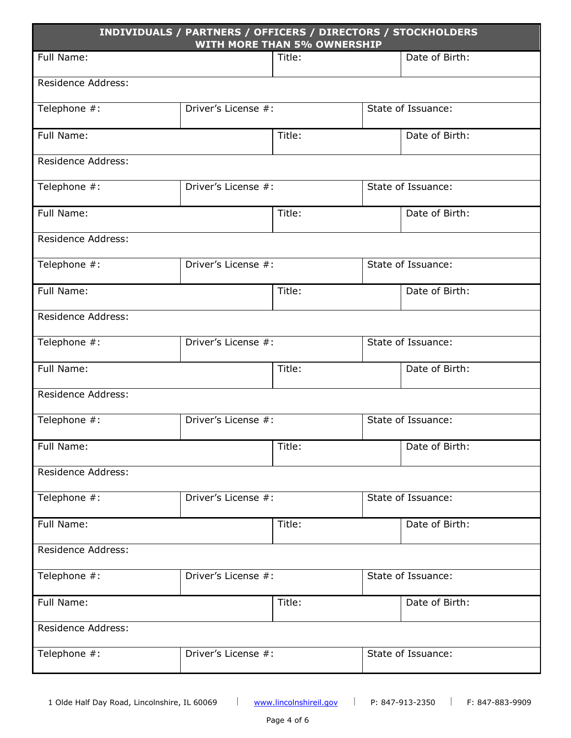## INDIVIDUALS / PARTNERS / OFFICERS / DIRECTORS / STOCKHOLDERS WITH MORE THAN 5% OWNERSHIP

| Full Name: | | Title: | Date of Birth: |
|---|---|---|---|
| Residence Address: | | | |
| Telephone #: | Driver's License #: | | State of Issuance: |
| Full Name: | | Title: | Date of Birth: |
| Residence Address: | | | |
| Telephone #: | Driver's License #: | | State of Issuance: |
| Full Name: | | Title: | Date of Birth: |
| Residence Address: | | | |
| Telephone #: | Driver's License #: | | State of Issuance: |
| Full Name: | | Title: | Date of Birth: |
| Residence Address: | | | |
| Telephone #: | Driver's License #: | | State of Issuance: |
| Full Name: | | Title: | Date of Birth: |
| Residence Address: | | | |
| Telephone #: | Driver's License #: | | State of Issuance: |
| Full Name: | | Title: | Date of Birth: |
| Residence Address: | | | |
| Telephone #: | Driver's License #: | | State of Issuance: |
| Full Name: | | Title: | Date of Birth: |
| Residence Address: | | | |
| Telephone #: | Driver's License #: | | State of Issuance: |
| Full Name: | | Title: | Date of Birth: |
| Residence Address: | | | |
| Telephone #: | Driver's License #: | | State of Issuance: |

1 Olde Half Day Road, Lincolnshire, IL 60069 | www.lincolnshireil.gov | P: 847-913-2350 | F: 847-883-9909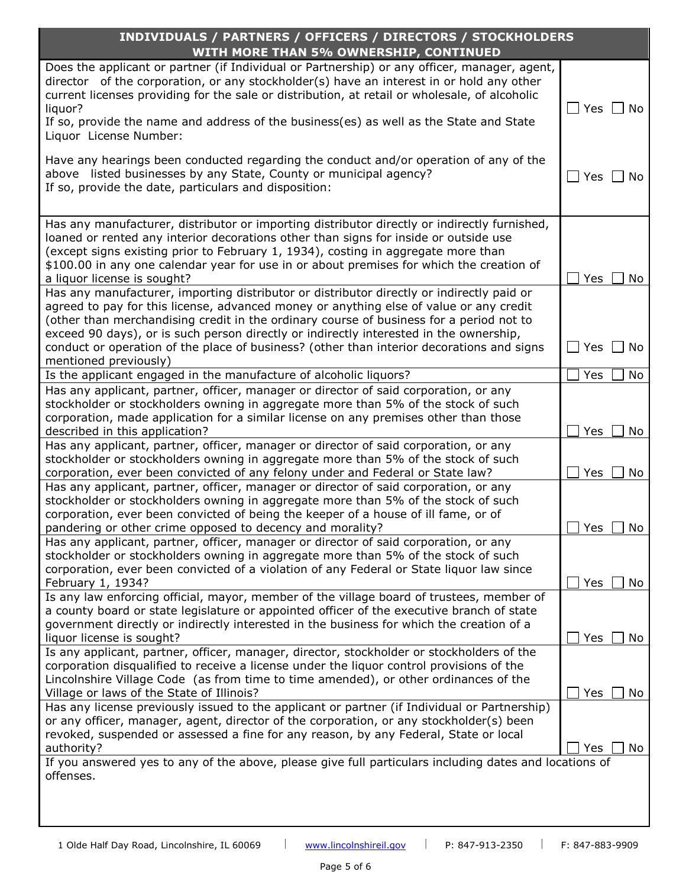## INDIVIDUALS / PARTNERS / OFFICERS / DIRECTORS / STOCKHOLDERS WITH MORE THAN 5% OWNERSHIP, CONTINUED

| Question | Answer |
|---|---|
| Does the applicant or partner (if Individual or Partnership) or any officer, manager, agent, director of the corporation, or any stockholder(s) have an interest in or hold any other current licenses providing for the sale or distribution, at retail or wholesale, of alcoholic liquor?<br>If so, provide the name and address of the business(es) as well as the State and State Liquor License Number: | ☐ Yes ☐ No |
| Have any hearings been conducted regarding the conduct and/or operation of any of the above listed businesses by any State, County or municipal agency?<br>If so, provide the date, particulars and disposition: | ☐ Yes ☐ No |
| Has any manufacturer, distributor or importing distributor directly or indirectly furnished, loaned or rented any interior decorations other than signs for inside or outside use (except signs existing prior to February 1, 1934), costing in aggregate more than $100.00 in any one calendar year for use in or about premises for which the creation of a liquor license is sought? | ☐ Yes ☐ No |
| Has any manufacturer, importing distributor or distributor directly or indirectly paid or agreed to pay for this license, advanced money or anything else of value or any credit (other than merchandising credit in the ordinary course of business for a period not to exceed 90 days), or is such person directly or indirectly interested in the ownership, conduct or operation of the place of business? (other than interior decorations and signs mentioned previously) | ☐ Yes ☐ No |
| Is the applicant engaged in the manufacture of alcoholic liquors? | ☐ Yes ☐ No |
| Has any applicant, partner, officer, manager or director of said corporation, or any stockholder or stockholders owning in aggregate more than 5% of the stock of such corporation, made application for a similar license on any premises other than those described in this application? | ☐ Yes ☐ No |
| Has any applicant, partner, officer, manager or director of said corporation, or any stockholder or stockholders owning in aggregate more than 5% of the stock of such corporation, ever been convicted of any felony under and Federal or State law? | ☐ Yes ☐ No |
| Has any applicant, partner, officer, manager or director of said corporation, or any stockholder or stockholders owning in aggregate more than 5% of the stock of such corporation, ever been convicted of being the keeper of a house of ill fame, or of pandering or other crime opposed to decency and morality? | ☐ Yes ☐ No |
| Has any applicant, partner, officer, manager or director of said corporation, or any stockholder or stockholders owning in aggregate more than 5% of the stock of such corporation, ever been convicted of a violation of any Federal or State liquor law since February 1, 1934? | ☐ Yes ☐ No |
| Is any law enforcing official, mayor, member of the village board of trustees, member of a county board or state legislature or appointed officer of the executive branch of state government directly or indirectly interested in the business for which the creation of a liquor license is sought? | ☐ Yes ☐ No |
| Is any applicant, partner, officer, manager, director, stockholder or stockholders of the corporation disqualified to receive a license under the liquor control provisions of the Lincolnshire Village Code (as from time to time amended), or other ordinances of the Village or laws of the State of Illinois? | ☐ Yes ☐ No |
| Has any license previously issued to the applicant or partner (if Individual or Partnership) or any officer, manager, agent, director of the corporation, or any stockholder(s) been revoked, suspended or assessed a fine for any reason, by any Federal, State or local authority? | ☐ Yes ☐ No |

If you answered yes to any of the above, please give full particulars including dates and locations of offenses.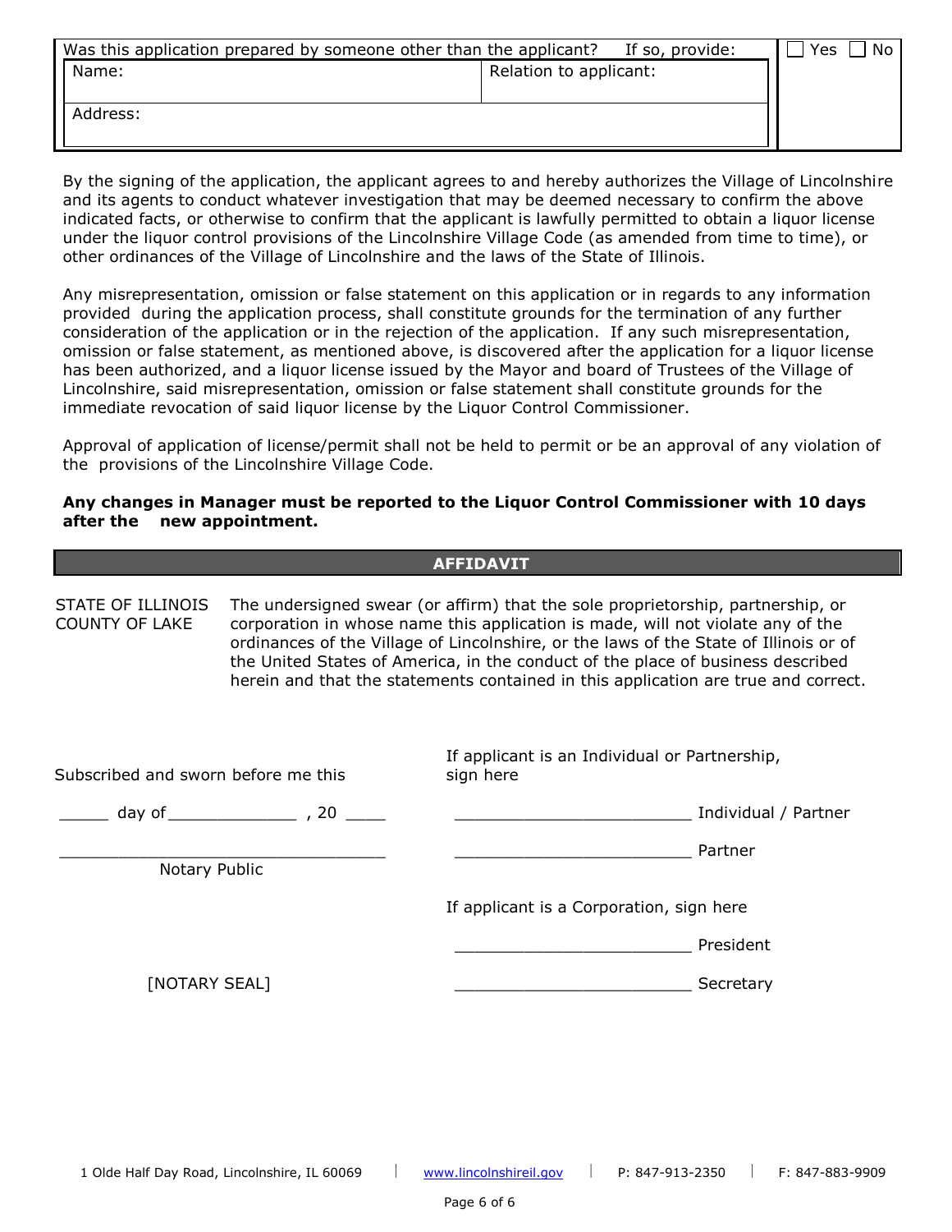| Was this application prepared by someone other than the applicant? If so, provide: | | ☐ Yes ☐ No |
|---|---|---|
| Name: | Relation to applicant: | |
| Address: | | |

By the signing of the application, the applicant agrees to and hereby authorizes the Village of Lincolnshire and its agents to conduct whatever investigation that may be deemed necessary to confirm the above indicated facts, or otherwise to confirm that the applicant is lawfully permitted to obtain a liquor license under the liquor control provisions of the Lincolnshire Village Code (as amended from time to time), or other ordinances of the Village of Lincolnshire and the laws of the State of Illinois.

Any misrepresentation, omission or false statement on this application or in regards to any information provided during the application process, shall constitute grounds for the termination of any further consideration of the application or in the rejection of the application. If any such misrepresentation, omission or false statement, as mentioned above, is discovered after the application for a liquor license has been authorized, and a liquor license issued by the Mayor and board of Trustees of the Village of Lincolnshire, said misrepresentation, omission or false statement shall constitute grounds for the immediate revocation of said liquor license by the Liquor Control Commissioner.

Approval of application of license/permit shall not be held to permit or be an approval of any violation of the provisions of the Lincolnshire Village Code.

**Any changes in Manager must be reported to the Liquor Control Commissioner with 10 days after the new appointment.**

## AFFIDAVIT

STATE OF ILLINOIS
COUNTY OF LAKE

The undersigned swear (or affirm) that the sole proprietorship, partnership, or corporation in whose name this application is made, will not violate any of the ordinances of the Village of Lincolnshire, or the laws of the State of Illinois or of the United States of America, in the conduct of the place of business described herein and that the statements contained in this application are true and correct.

Subscribed and sworn before me this

_____ day of _____________ , 20 ____

_________________________________
Notary Public

[NOTARY SEAL]

If applicant is an Individual or Partnership, sign here

________________________ Individual / Partner

________________________ Partner

If applicant is a Corporation, sign here

________________________ President

________________________ Secretary

1 Olde Half Day Road, Lincolnshire, IL 60069 | www.lincolnshireil.gov | P: 847-913-2350 | F: 847-883-9909